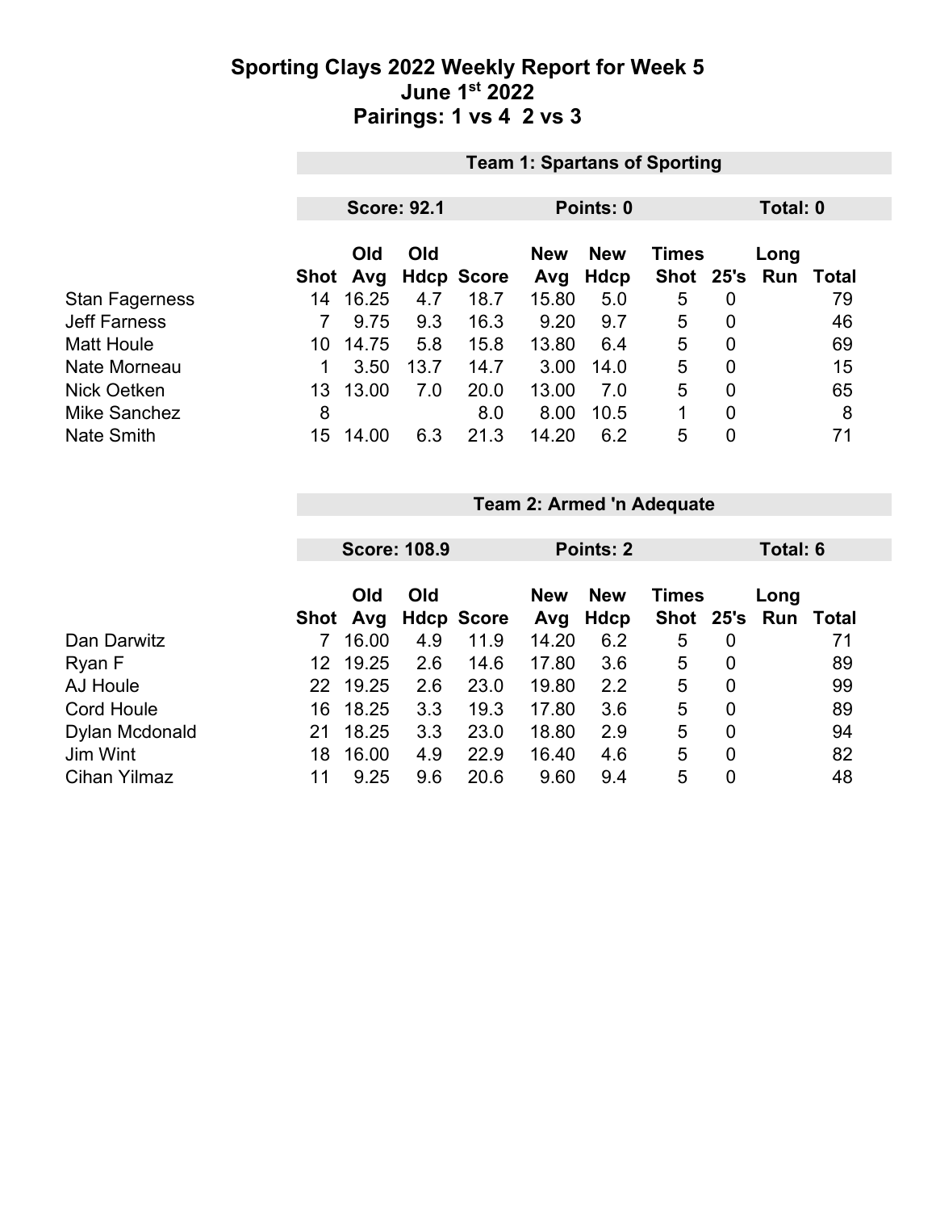# Sporting Clays 2022 Weekly Report for Week 5
## June 1st 2022
## Pairings: 1 vs 4 2 vs 3

### Team 1: Spartans of Sporting

**Score: 92.1** | **Points: 0** | **Total: 0**

| | Shot | Old Avg | Old Hdcp | Score | New Avg | New Hdcp | Times Shot | 25's | Long Run | Total |
|---|---|---|---|---|---|---|---|---|---|---|
| Stan Fagerness | 14 | 16.25 | 4.7 | 18.7 | 15.80 | 5.0 | 5 | 0 | | 79 |
| Jeff Farness | 7 | 9.75 | 9.3 | 16.3 | 9.20 | 9.7 | 5 | 0 | | 46 |
| Matt Houle | 10 | 14.75 | 5.8 | 15.8 | 13.80 | 6.4 | 5 | 0 | | 69 |
| Nate Morneau | 1 | 3.50 | 13.7 | 14.7 | 3.00 | 14.0 | 5 | 0 | | 15 |
| Nick Oetken | 13 | 13.00 | 7.0 | 20.0 | 13.00 | 7.0 | 5 | 0 | | 65 |
| Mike Sanchez | 8 | | | 8.0 | 8.00 | 10.5 | 1 | 0 | | 8 |
| Nate Smith | 15 | 14.00 | 6.3 | 21.3 | 14.20 | 6.2 | 5 | 0 | | 71 |

### Team 2: Armed 'n Adequate

**Score: 108.9** | **Points: 2** | **Total: 6**

| | Shot | Old Avg | Old Hdcp | Score | New Avg | New Hdcp | Times Shot | 25's | Long Run | Total |
|---|---|---|---|---|---|---|---|---|---|---|
| Dan Darwitz | 7 | 16.00 | 4.9 | 11.9 | 14.20 | 6.2 | 5 | 0 | | 71 |
| Ryan F | 12 | 19.25 | 2.6 | 14.6 | 17.80 | 3.6 | 5 | 0 | | 89 |
| AJ Houle | 22 | 19.25 | 2.6 | 23.0 | 19.80 | 2.2 | 5 | 0 | | 99 |
| Cord Houle | 16 | 18.25 | 3.3 | 19.3 | 17.80 | 3.6 | 5 | 0 | | 89 |
| Dylan Mcdonald | 21 | 18.25 | 3.3 | 23.0 | 18.80 | 2.9 | 5 | 0 | | 94 |
| Jim Wint | 18 | 16.00 | 4.9 | 22.9 | 16.40 | 4.6 | 5 | 0 | | 82 |
| Cihan Yilmaz | 11 | 9.25 | 9.6 | 20.6 | 9.60 | 9.4 | 5 | 0 | | 48 |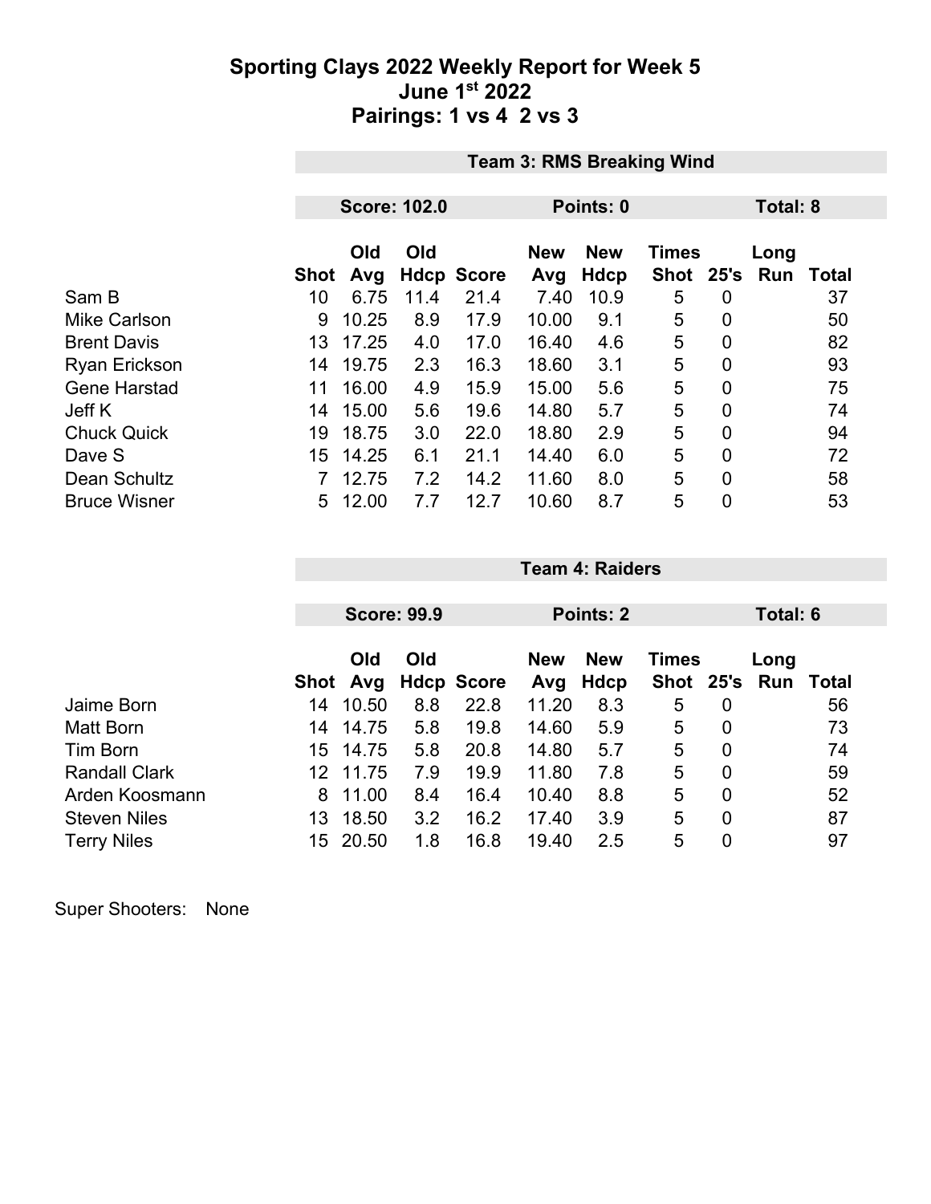# Sporting Clays 2022 Weekly Report for Week 5
## June 1st 2022
## Pairings: 1 vs 4  2 vs 3

### Team 3: RMS Breaking Wind

**Score: 102.0** | **Points: 0** | **Total: 8**

| | Shot | Old Avg | Old Hdcp | Score | New Avg | New Hdcp | Times Shot | 25's | Long Run | Total |
|---|---|---|---|---|---|---|---|---|---|---|
| Sam B | 10 | 6.75 | 11.4 | 21.4 | 7.40 | 10.9 | 5 | 0 | | 37 |
| Mike Carlson | 9 | 10.25 | 8.9 | 17.9 | 10.00 | 9.1 | 5 | 0 | | 50 |
| Brent Davis | 13 | 17.25 | 4.0 | 17.0 | 16.40 | 4.6 | 5 | 0 | | 82 |
| Ryan Erickson | 14 | 19.75 | 2.3 | 16.3 | 18.60 | 3.1 | 5 | 0 | | 93 |
| Gene Harstad | 11 | 16.00 | 4.9 | 15.9 | 15.00 | 5.6 | 5 | 0 | | 75 |
| Jeff K | 14 | 15.00 | 5.6 | 19.6 | 14.80 | 5.7 | 5 | 0 | | 74 |
| Chuck Quick | 19 | 18.75 | 3.0 | 22.0 | 18.80 | 2.9 | 5 | 0 | | 94 |
| Dave S | 15 | 14.25 | 6.1 | 21.1 | 14.40 | 6.0 | 5 | 0 | | 72 |
| Dean Schultz | 7 | 12.75 | 7.2 | 14.2 | 11.60 | 8.0 | 5 | 0 | | 58 |
| Bruce Wisner | 5 | 12.00 | 7.7 | 12.7 | 10.60 | 8.7 | 5 | 0 | | 53 |

### Team 4: Raiders

**Score: 99.9** | **Points: 2** | **Total: 6**

| | Shot | Old Avg | Old Hdcp | Score | New Avg | New Hdcp | Times Shot | 25's | Long Run | Total |
|---|---|---|---|---|---|---|---|---|---|---|
| Jaime Born | 14 | 10.50 | 8.8 | 22.8 | 11.20 | 8.3 | 5 | 0 | | 56 |
| Matt Born | 14 | 14.75 | 5.8 | 19.8 | 14.60 | 5.9 | 5 | 0 | | 73 |
| Tim Born | 15 | 14.75 | 5.8 | 20.8 | 14.80 | 5.7 | 5 | 0 | | 74 |
| Randall Clark | 12 | 11.75 | 7.9 | 19.9 | 11.80 | 7.8 | 5 | 0 | | 59 |
| Arden Koosmann | 8 | 11.00 | 8.4 | 16.4 | 10.40 | 8.8 | 5 | 0 | | 52 |
| Steven Niles | 13 | 18.50 | 3.2 | 16.2 | 17.40 | 3.9 | 5 | 0 | | 87 |
| Terry Niles | 15 | 20.50 | 1.8 | 16.8 | 19.40 | 2.5 | 5 | 0 | | 97 |

Super Shooters: None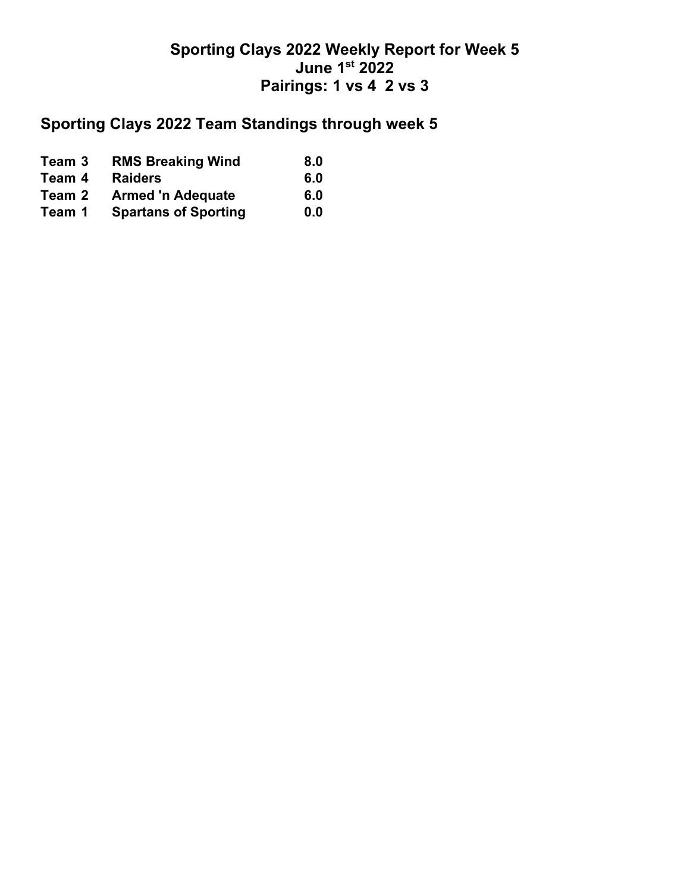# Sporting Clays 2022 Weekly Report for Week 5
# June 1st 2022
# Pairings: 1 vs 4  2 vs 3

## Sporting Clays 2022 Team Standings through week 5

| | | |
|---|---|---|
| **Team 3** | **RMS Breaking Wind** | **8.0** |
| **Team 4** | **Raiders** | **6.0** |
| **Team 2** | **Armed 'n Adequate** | **6.0** |
| **Team 1** | **Spartans of Sporting** | **0.0** |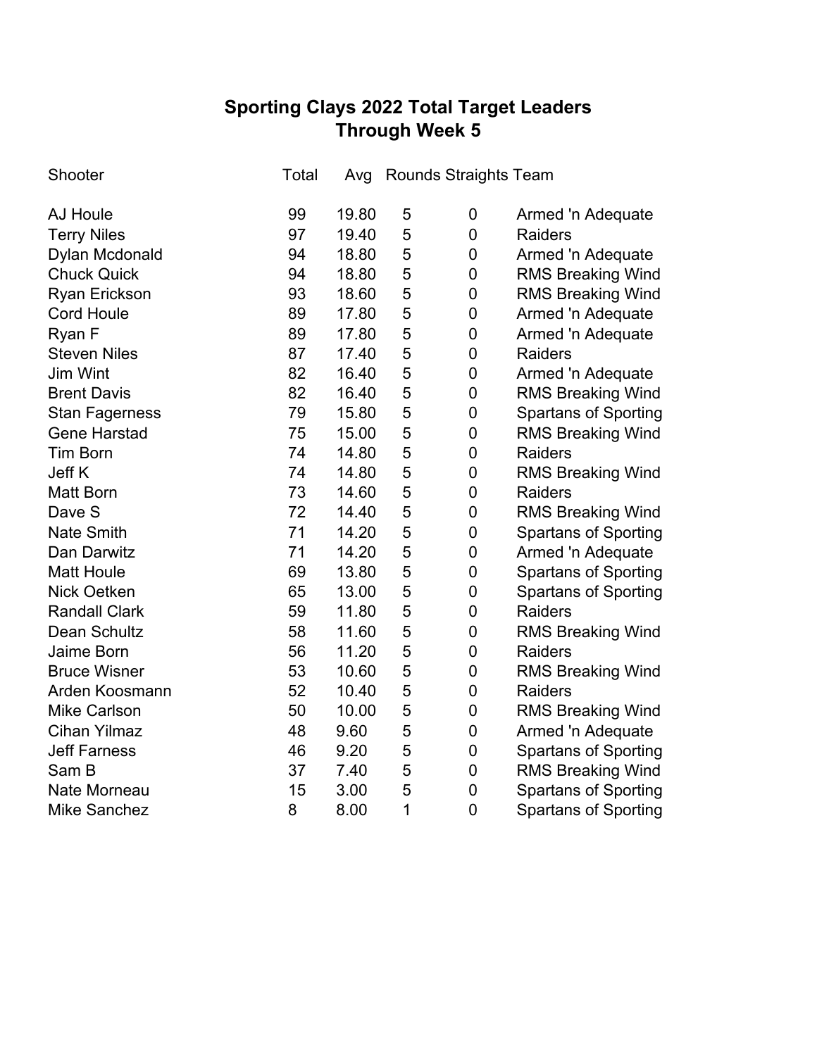# Sporting Clays 2022 Total Target Leaders
## Through Week 5

| Shooter | Total | Avg | Rounds | Straights | Team |
|---|---|---|---|---|---|
| AJ Houle | 99 | 19.80 | 5 | 0 | Armed 'n Adequate |
| Terry Niles | 97 | 19.40 | 5 | 0 | Raiders |
| Dylan Mcdonald | 94 | 18.80 | 5 | 0 | Armed 'n Adequate |
| Chuck Quick | 94 | 18.80 | 5 | 0 | RMS Breaking Wind |
| Ryan Erickson | 93 | 18.60 | 5 | 0 | RMS Breaking Wind |
| Cord Houle | 89 | 17.80 | 5 | 0 | Armed 'n Adequate |
| Ryan F | 89 | 17.80 | 5 | 0 | Armed 'n Adequate |
| Steven Niles | 87 | 17.40 | 5 | 0 | Raiders |
| Jim Wint | 82 | 16.40 | 5 | 0 | Armed 'n Adequate |
| Brent Davis | 82 | 16.40 | 5 | 0 | RMS Breaking Wind |
| Stan Fagerness | 79 | 15.80 | 5 | 0 | Spartans of Sporting |
| Gene Harstad | 75 | 15.00 | 5 | 0 | RMS Breaking Wind |
| Tim Born | 74 | 14.80 | 5 | 0 | Raiders |
| Jeff K | 74 | 14.80 | 5 | 0 | RMS Breaking Wind |
| Matt Born | 73 | 14.60 | 5 | 0 | Raiders |
| Dave S | 72 | 14.40 | 5 | 0 | RMS Breaking Wind |
| Nate Smith | 71 | 14.20 | 5 | 0 | Spartans of Sporting |
| Dan Darwitz | 71 | 14.20 | 5 | 0 | Armed 'n Adequate |
| Matt Houle | 69 | 13.80 | 5 | 0 | Spartans of Sporting |
| Nick Oetken | 65 | 13.00 | 5 | 0 | Spartans of Sporting |
| Randall Clark | 59 | 11.80 | 5 | 0 | Raiders |
| Dean Schultz | 58 | 11.60 | 5 | 0 | RMS Breaking Wind |
| Jaime Born | 56 | 11.20 | 5 | 0 | Raiders |
| Bruce Wisner | 53 | 10.60 | 5 | 0 | RMS Breaking Wind |
| Arden Koosmann | 52 | 10.40 | 5 | 0 | Raiders |
| Mike Carlson | 50 | 10.00 | 5 | 0 | RMS Breaking Wind |
| Cihan Yilmaz | 48 | 9.60 | 5 | 0 | Armed 'n Adequate |
| Jeff Farness | 46 | 9.20 | 5 | 0 | Spartans of Sporting |
| Sam B | 37 | 7.40 | 5 | 0 | RMS Breaking Wind |
| Nate Morneau | 15 | 3.00 | 5 | 0 | Spartans of Sporting |
| Mike Sanchez | 8 | 8.00 | 1 | 0 | Spartans of Sporting |